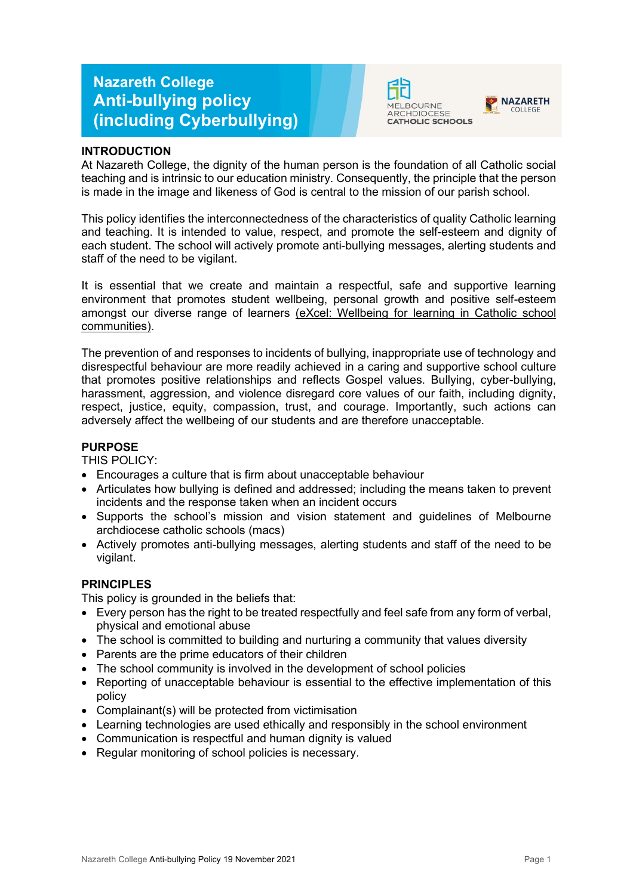# Nazareth College Anti-bullying policy (including Cyberbullying)

## INTRODUCTION

At Nazareth College, the dignity of the human person is the foundation of all Catholic social teaching and is intrinsic to our education ministry. Consequently, the principle that the person is made in the image and likeness of God is central to the mission of our parish school.

This policy identifies the interconnectedness of the characteristics of quality Catholic learning and teaching. It is intended to value, respect, and promote the self-esteem and dignity of each student. The school will actively promote anti-bullying messages, alerting students and staff of the need to be vigilant.

It is essential that we create and maintain a respectful, safe and supportive learning environment that promotes student wellbeing, personal growth and positive self-esteem amongst our diverse range of learners (eXcel: Wellbeing for learning in Catholic school communities).

The prevention of and responses to incidents of bullying, inappropriate use of technology and disrespectful behaviour are more readily achieved in a caring and supportive school culture that promotes positive relationships and reflects Gospel values. Bullying, cyber-bullying, harassment, aggression, and violence disregard core values of our faith, including dignity, respect, justice, equity, compassion, trust, and courage. Importantly, such actions can adversely affect the wellbeing of our students and are therefore unacceptable.

## PURPOSE

THIS POLICY:

- Encourages a culture that is firm about unacceptable behaviour
- Articulates how bullying is defined and addressed; including the means taken to prevent incidents and the response taken when an incident occurs
- Supports the school's mission and vision statement and guidelines of Melbourne archdiocese catholic schools (macs)
- Actively promotes anti-bullying messages, alerting students and staff of the need to be vigilant.

## PRINCIPLES

This policy is grounded in the beliefs that:

- Every person has the right to be treated respectfully and feel safe from any form of verbal, physical and emotional abuse
- The school is committed to building and nurturing a community that values diversity
- Parents are the prime educators of their children
- The school community is involved in the development of school policies
- Reporting of unacceptable behaviour is essential to the effective implementation of this policy
- Complainant(s) will be protected from victimisation
- Learning technologies are used ethically and responsibly in the school environment
- Communication is respectful and human dignity is valued
- Regular monitoring of school policies is necessary.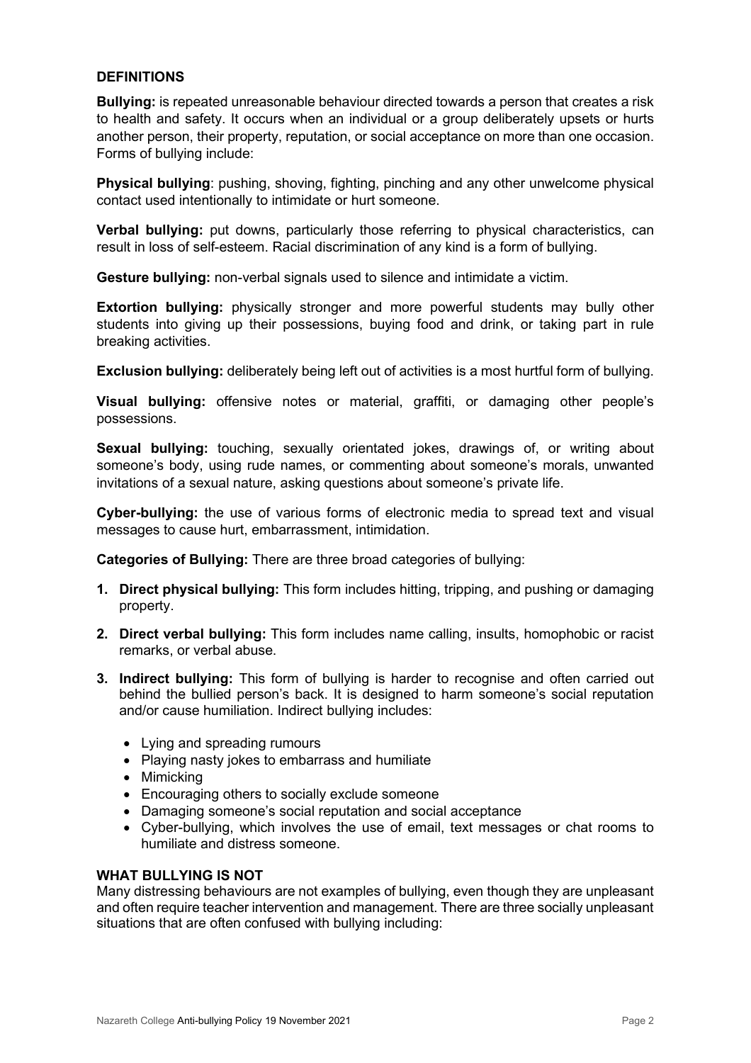## DEFINITIONS

**Bullying:** is repeated unreasonable behaviour directed towards a person that creates a risk to health and safety. It occurs when an individual or a group deliberately upsets or hurts another person, their property, reputation, or social acceptance on more than one occasion. Forms of bullying include:

**Physical bullying**: pushing, shoving, fighting, pinching and any other unwelcome physical contact used intentionally to intimidate or hurt someone.

**Verbal bullying:** put downs, particularly those referring to physical characteristics, can result in loss of self-esteem. Racial discrimination of any kind is a form of bullying.

**Gesture bullying:** non-verbal signals used to silence and intimidate a victim.

**Extortion bullying:** physically stronger and more powerful students may bully other students into giving up their possessions, buying food and drink, or taking part in rule breaking activities.

**Exclusion bullying:** deliberately being left out of activities is a most hurtful form of bullying.

**Visual bullying:** offensive notes or material, graffiti, or damaging other people's possessions.

**Sexual bullying:** touching, sexually orientated jokes, drawings of, or writing about someone's body, using rude names, or commenting about someone's morals, unwanted invitations of a sexual nature, asking questions about someone's private life.

**Cyber-bullying:** the use of various forms of electronic media to spread text and visual messages to cause hurt, embarrassment, intimidation.

**Categories of Bullying:** There are three broad categories of bullying:

1. **Direct physical bullying:** This form includes hitting, tripping, and pushing or damaging property.
2. **Direct verbal bullying:** This form includes name calling, insults, homophobic or racist remarks, or verbal abuse.
3. **Indirect bullying:** This form of bullying is harder to recognise and often carried out behind the bullied person's back. It is designed to harm someone's social reputation and/or cause humiliation. Indirect bullying includes:
   - Lying and spreading rumours
   - Playing nasty jokes to embarrass and humiliate
   - Mimicking
   - Encouraging others to socially exclude someone
   - Damaging someone's social reputation and social acceptance
   - Cyber-bullying, which involves the use of email, text messages or chat rooms to humiliate and distress someone.

## WHAT BULLYING IS NOT

Many distressing behaviours are not examples of bullying, even though they are unpleasant and often require teacher intervention and management. There are three socially unpleasant situations that are often confused with bullying including: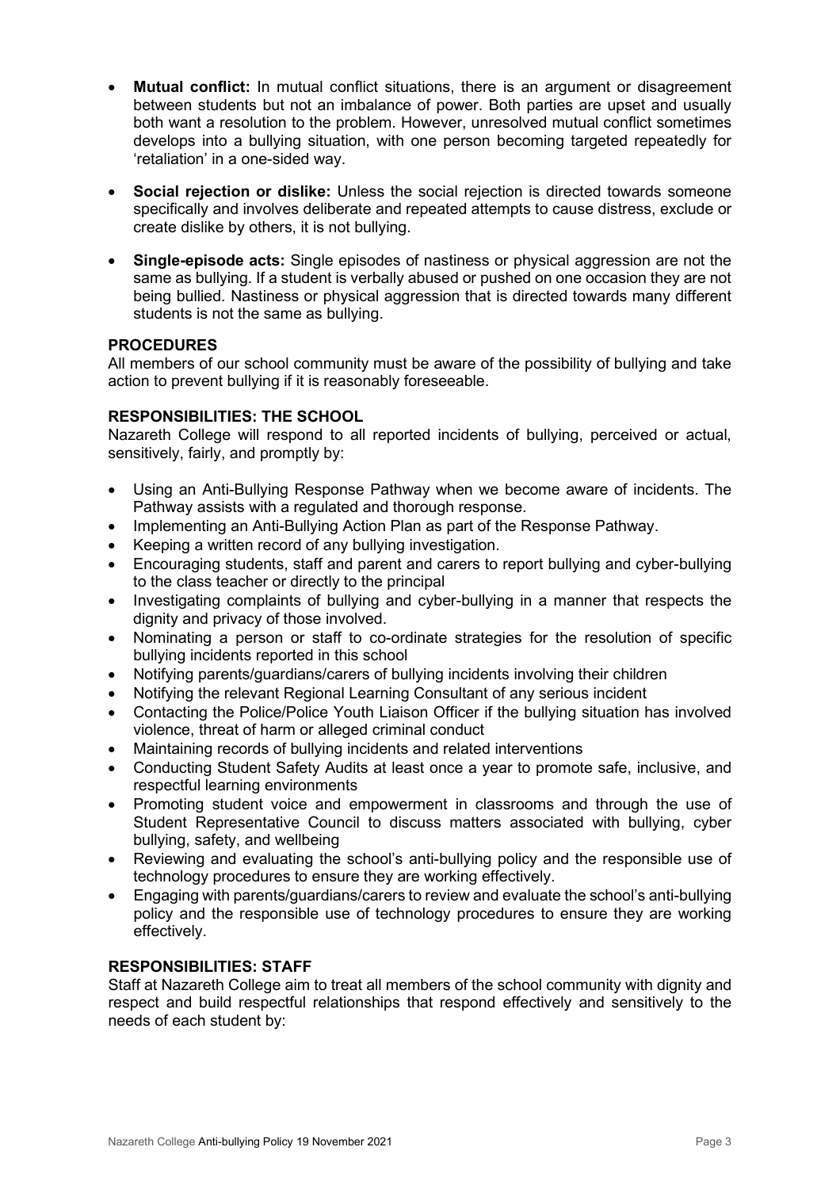- **Mutual conflict:** In mutual conflict situations, there is an argument or disagreement between students but not an imbalance of power. Both parties are upset and usually both want a resolution to the problem. However, unresolved mutual conflict sometimes develops into a bullying situation, with one person becoming targeted repeatedly for 'retaliation' in a one-sided way.
- **Social rejection or dislike:** Unless the social rejection is directed towards someone specifically and involves deliberate and repeated attempts to cause distress, exclude or create dislike by others, it is not bullying.
- **Single-episode acts:** Single episodes of nastiness or physical aggression are not the same as bullying. If a student is verbally abused or pushed on one occasion they are not being bullied. Nastiness or physical aggression that is directed towards many different students is not the same as bullying.

### PROCEDURES

All members of our school community must be aware of the possibility of bullying and take action to prevent bullying if it is reasonably foreseeable.

### RESPONSIBILITIES: THE SCHOOL

Nazareth College will respond to all reported incidents of bullying, perceived or actual, sensitively, fairly, and promptly by:

- Using an Anti-Bullying Response Pathway when we become aware of incidents. The Pathway assists with a regulated and thorough response.
- Implementing an Anti-Bullying Action Plan as part of the Response Pathway.
- Keeping a written record of any bullying investigation.
- Encouraging students, staff and parent and carers to report bullying and cyber-bullying to the class teacher or directly to the principal
- Investigating complaints of bullying and cyber-bullying in a manner that respects the dignity and privacy of those involved.
- Nominating a person or staff to co-ordinate strategies for the resolution of specific bullying incidents reported in this school
- Notifying parents/guardians/carers of bullying incidents involving their children
- Notifying the relevant Regional Learning Consultant of any serious incident
- Contacting the Police/Police Youth Liaison Officer if the bullying situation has involved violence, threat of harm or alleged criminal conduct
- Maintaining records of bullying incidents and related interventions
- Conducting Student Safety Audits at least once a year to promote safe, inclusive, and respectful learning environments
- Promoting student voice and empowerment in classrooms and through the use of Student Representative Council to discuss matters associated with bullying, cyber bullying, safety, and wellbeing
- Reviewing and evaluating the school's anti-bullying policy and the responsible use of technology procedures to ensure they are working effectively.
- Engaging with parents/guardians/carers to review and evaluate the school's anti-bullying policy and the responsible use of technology procedures to ensure they are working effectively.

### RESPONSIBILITIES: STAFF

Staff at Nazareth College aim to treat all members of the school community with dignity and respect and build respectful relationships that respond effectively and sensitively to the needs of each student by: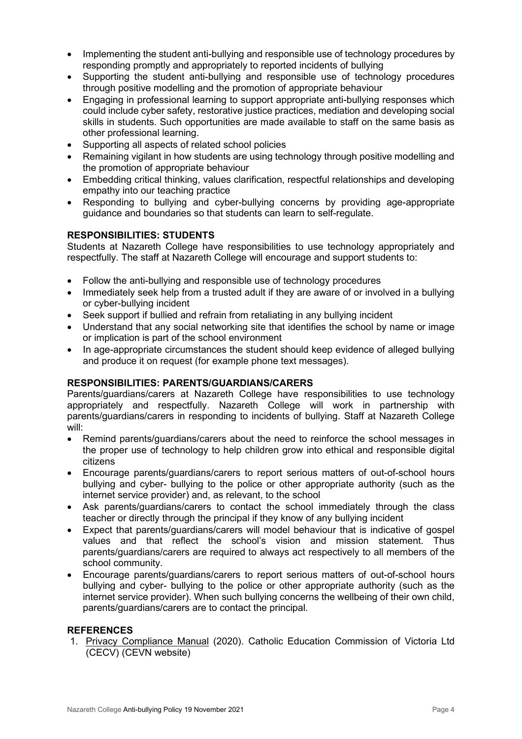- Implementing the student anti-bullying and responsible use of technology procedures by responding promptly and appropriately to reported incidents of bullying
- Supporting the student anti-bullying and responsible use of technology procedures through positive modelling and the promotion of appropriate behaviour
- Engaging in professional learning to support appropriate anti-bullying responses which could include cyber safety, restorative justice practices, mediation and developing social skills in students. Such opportunities are made available to staff on the same basis as other professional learning.
- Supporting all aspects of related school policies
- Remaining vigilant in how students are using technology through positive modelling and the promotion of appropriate behaviour
- Embedding critical thinking, values clarification, respectful relationships and developing empathy into our teaching practice
- Responding to bullying and cyber-bullying concerns by providing age-appropriate guidance and boundaries so that students can learn to self-regulate.

**RESPONSIBILITIES: STUDENTS**

Students at Nazareth College have responsibilities to use technology appropriately and respectfully. The staff at Nazareth College will encourage and support students to:

- Follow the anti-bullying and responsible use of technology procedures
- Immediately seek help from a trusted adult if they are aware of or involved in a bullying or cyber-bullying incident
- Seek support if bullied and refrain from retaliating in any bullying incident
- Understand that any social networking site that identifies the school by name or image or implication is part of the school environment
- In age-appropriate circumstances the student should keep evidence of alleged bullying and produce it on request (for example phone text messages).

**RESPONSIBILITIES: PARENTS/GUARDIANS/CARERS**

Parents/guardians/carers at Nazareth College have responsibilities to use technology appropriately and respectfully. Nazareth College will work in partnership with parents/guardians/carers in responding to incidents of bullying. Staff at Nazareth College will:

- Remind parents/guardians/carers about the need to reinforce the school messages in the proper use of technology to help children grow into ethical and responsible digital citizens
- Encourage parents/guardians/carers to report serious matters of out-of-school hours bullying and cyber- bullying to the police or other appropriate authority (such as the internet service provider) and, as relevant, to the school
- Ask parents/guardians/carers to contact the school immediately through the class teacher or directly through the principal if they know of any bullying incident
- Expect that parents/guardians/carers will model behaviour that is indicative of gospel values and that reflect the school's vision and mission statement. Thus parents/guardians/carers are required to always act respectively to all members of the school community.
- Encourage parents/guardians/carers to report serious matters of out-of-school hours bullying and cyber- bullying to the police or other appropriate authority (such as the internet service provider). When such bullying concerns the wellbeing of their own child, parents/guardians/carers are to contact the principal.

**REFERENCES**

1. Privacy Compliance Manual (2020). Catholic Education Commission of Victoria Ltd (CECV) (CEVN website)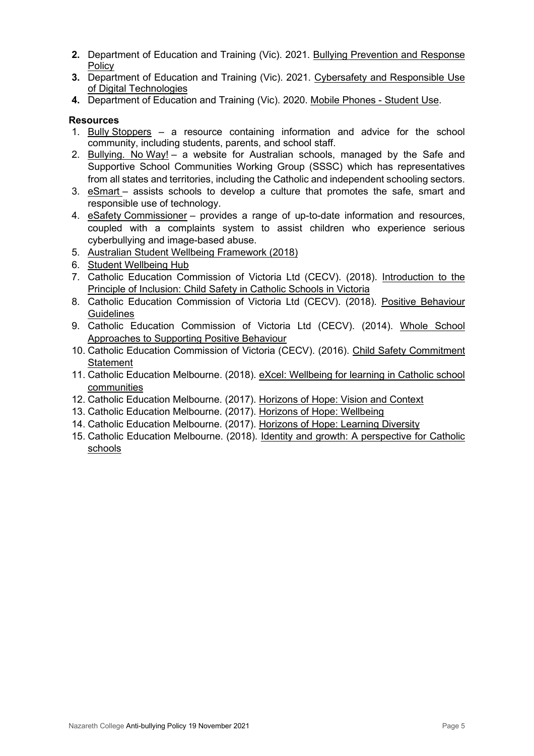2. Department of Education and Training (Vic). 2021. Bullying Prevention and Response Policy
3. Department of Education and Training (Vic). 2021. Cybersafety and Responsible Use of Digital Technologies
4. Department of Education and Training (Vic). 2020. Mobile Phones - Student Use.

**Resources**

1. Bully Stoppers – a resource containing information and advice for the school community, including students, parents, and school staff.
2. Bullying. No Way! – a website for Australian schools, managed by the Safe and Supportive School Communities Working Group (SSSC) which has representatives from all states and territories, including the Catholic and independent schooling sectors.
3. eSmart – assists schools to develop a culture that promotes the safe, smart and responsible use of technology.
4. eSafety Commissioner – provides a range of up-to-date information and resources, coupled with a complaints system to assist children who experience serious cyberbullying and image-based abuse.
5. Australian Student Wellbeing Framework (2018)
6. Student Wellbeing Hub
7. Catholic Education Commission of Victoria Ltd (CECV). (2018). Introduction to the Principle of Inclusion: Child Safety in Catholic Schools in Victoria
8. Catholic Education Commission of Victoria Ltd (CECV). (2018). Positive Behaviour Guidelines
9. Catholic Education Commission of Victoria Ltd (CECV). (2014). Whole School Approaches to Supporting Positive Behaviour
10. Catholic Education Commission of Victoria (CECV). (2016). Child Safety Commitment Statement
11. Catholic Education Melbourne. (2018). eXcel: Wellbeing for learning in Catholic school communities
12. Catholic Education Melbourne. (2017). Horizons of Hope: Vision and Context
13. Catholic Education Melbourne. (2017). Horizons of Hope: Wellbeing
14. Catholic Education Melbourne. (2017). Horizons of Hope: Learning Diversity
15. Catholic Education Melbourne. (2018). Identity and growth: A perspective for Catholic schools